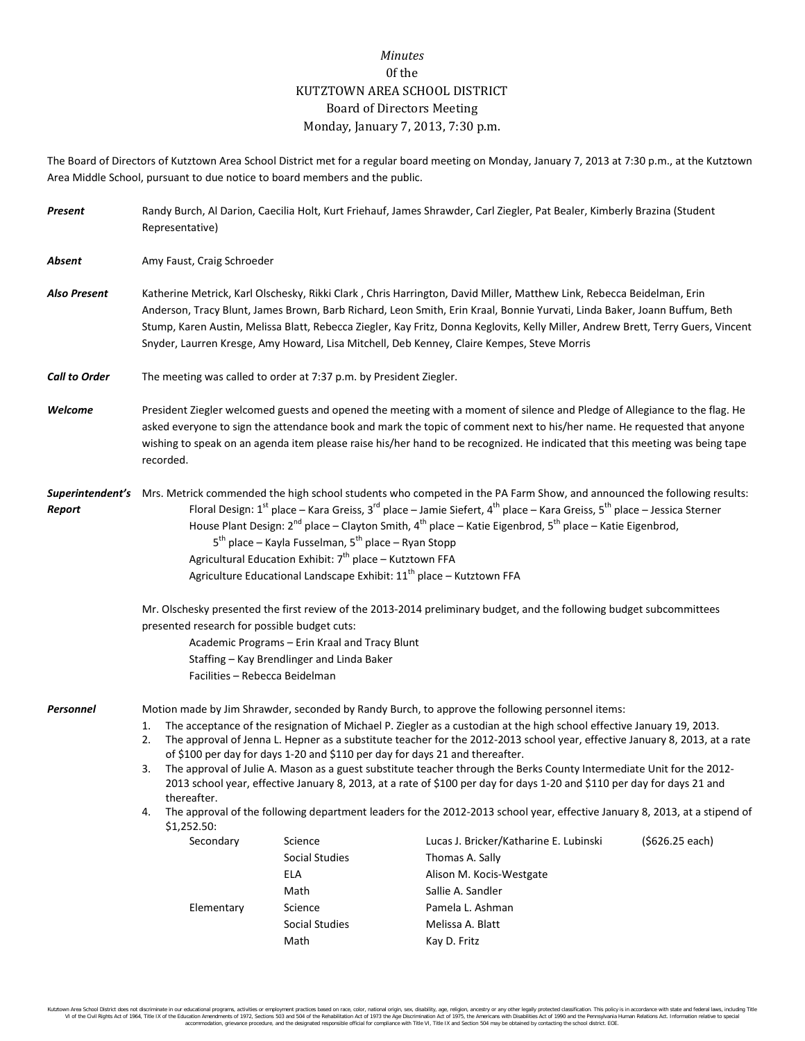*Minutes*
0f the
KUTZTOWN AREA SCHOOL DISTRICT
Board of Directors Meeting
Monday, January 7, 2013, 7:30 p.m.

The Board of Directors of Kutztown Area School District met for a regular board meeting on Monday, January 7, 2013 at 7:30 p.m., at the Kutztown Area Middle School, pursuant to due notice to board members and the public.

***Present*** Randy Burch, Al Darion, Caecilia Holt, Kurt Friehauf, James Shrawder, Carl Ziegler, Pat Bealer, Kimberly Brazina (Student Representative)

***Absent*** Amy Faust, Craig Schroeder

***Also Present*** Katherine Metrick, Karl Olschesky, Rikki Clark , Chris Harrington, David Miller, Matthew Link, Rebecca Beidelman, Erin Anderson, Tracy Blunt, James Brown, Barb Richard, Leon Smith, Erin Kraal, Bonnie Yurvati, Linda Baker, Joann Buffum, Beth Stump, Karen Austin, Melissa Blatt, Rebecca Ziegler, Kay Fritz, Donna Keglovits, Kelly Miller, Andrew Brett, Terry Guers, Vincent Snyder, Laurren Kresge, Amy Howard, Lisa Mitchell, Deb Kenney, Claire Kempes, Steve Morris

***Call to Order*** The meeting was called to order at 7:37 p.m. by President Ziegler.

***Welcome*** President Ziegler welcomed guests and opened the meeting with a moment of silence and Pledge of Allegiance to the flag. He asked everyone to sign the attendance book and mark the topic of comment next to his/her name. He requested that anyone wishing to speak on an agenda item please raise his/her hand to be recognized. He indicated that this meeting was being tape recorded.

***Superintendent's Report*** Mrs. Metrick commended the high school students who competed in the PA Farm Show, and announced the following results:

Floral Design: 1st place – Kara Greiss, 3rd place – Jamie Siefert, 4th place – Kara Greiss, 5th place – Jessica Sterner
House Plant Design: 2nd place – Clayton Smith, 4th place – Katie Eigenbrod, 5th place – Katie Eigenbrod, 5th place – Kayla Fusselman, 5th place – Ryan Stopp
Agricultural Education Exhibit: 7th place – Kutztown FFA
Agriculture Educational Landscape Exhibit: 11th place – Kutztown FFA

Mr. Olschesky presented the first review of the 2013-2014 preliminary budget, and the following budget subcommittees presented research for possible budget cuts:

Academic Programs – Erin Kraal and Tracy Blunt
Staffing – Kay Brendlinger and Linda Baker
Facilities – Rebecca Beidelman

***Personnel*** Motion made by Jim Shrawder, seconded by Randy Burch, to approve the following personnel items:

1. The acceptance of the resignation of Michael P. Ziegler as a custodian at the high school effective January 19, 2013.
2. The approval of Jenna L. Hepner as a substitute teacher for the 2012-2013 school year, effective January 8, 2013, at a rate of $100 per day for days 1-20 and $110 per day for days 21 and thereafter.
3. The approval of Julie A. Mason as a guest substitute teacher through the Berks County Intermediate Unit for the 2012-2013 school year, effective January 8, 2013, at a rate of $100 per day for days 1-20 and $110 per day for days 21 and thereafter.
4. The approval of the following department leaders for the 2012-2013 school year, effective January 8, 2013, at a stipend of $1,252.50:

| | | | |
|---|---|---|---|
| Secondary | Science | Lucas J. Bricker/Katharine E. Lubinski | ($626.25 each) |
| | Social Studies | Thomas A. Sally | |
| | ELA | Alison M. Kocis-Westgate | |
| | Math | Sallie A. Sandler | |
| Elementary | Science | Pamela L. Ashman | |
| | Social Studies | Melissa A. Blatt | |
| | Math | Kay D. Fritz | |

Kutztown Area School District does not discriminate in our educational programs, activities or employment practices based on race, color, national origin, sex, disability, age, religion, ancestry or any other legally protected classification. This policy is in accordance with state and federal laws, including Title VI of the Civil Rights Act of 1964, Title IX of the Education Amendments of 1972, Sections 503 and 504 of the Rehabilitation Act of 1973 the Age Discrimination Act of 1975, the Americans with Disabilities Act of 1990 and the Pennsylvania Human Relations Act. Information relative to special accommodation, grievance procedure, and the designated responsible official for compliance with Title VI, Title IX and Section 504 may be obtained by contacting the school district. EOE.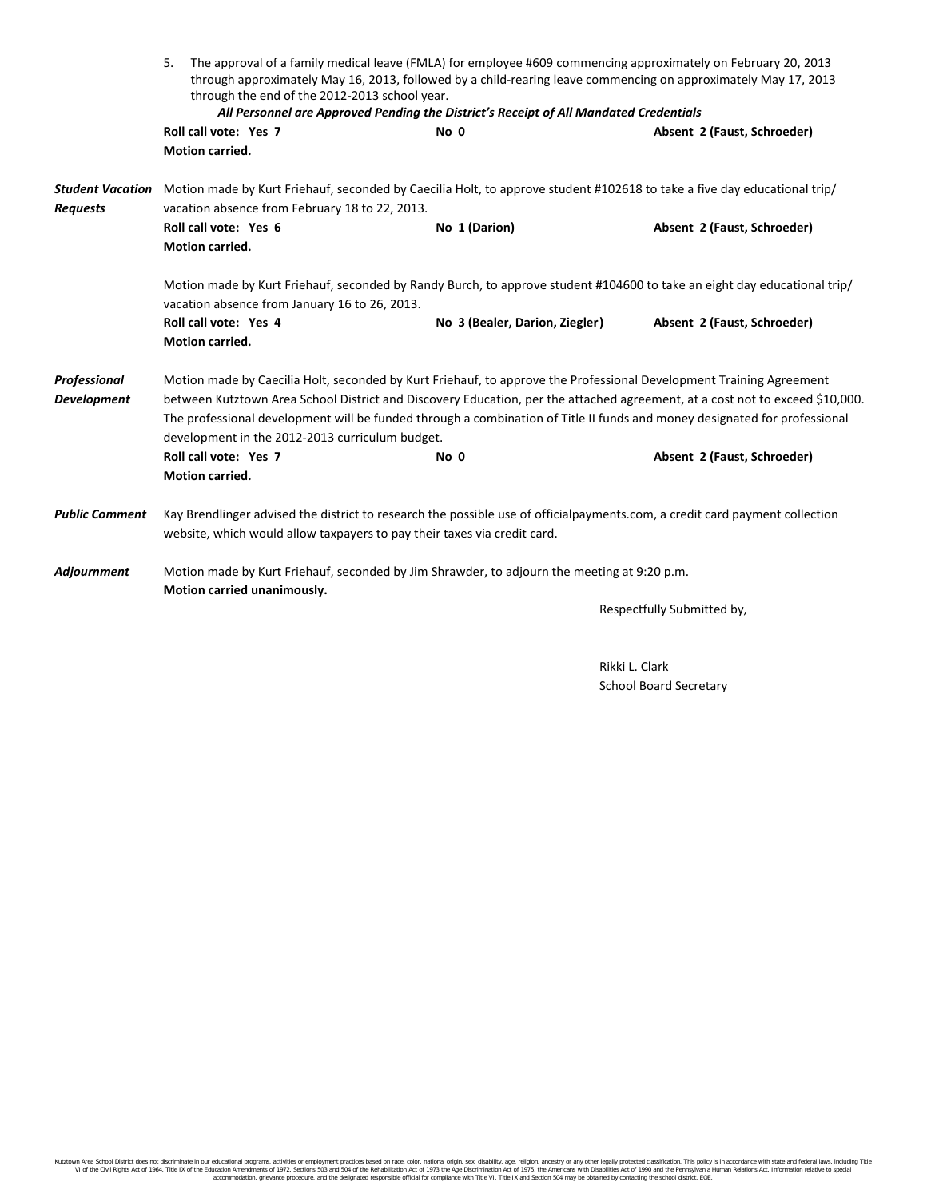5. The approval of a family medical leave (FMLA) for employee #609 commencing approximately on February 20, 2013 through approximately May 16, 2013, followed by a child-rearing leave commencing on approximately May 17, 2013 through the end of the 2012-2013 school year.

***All Personnel are Approved Pending the District's Receipt of All Mandated Credentials***

**Roll call vote: Yes 7** **No 0** **Absent 2 (Faust, Schroeder)**
**Motion carried.**

***Student Vacation Requests***

Motion made by Kurt Friehauf, seconded by Caecilia Holt, to approve student #102618 to take a five day educational trip/ vacation absence from February 18 to 22, 2013.

**Roll call vote: Yes 6** **No 1 (Darion)** **Absent 2 (Faust, Schroeder)**
**Motion carried.**

Motion made by Kurt Friehauf, seconded by Randy Burch, to approve student #104600 to take an eight day educational trip/ vacation absence from January 16 to 26, 2013.

**Roll call vote: Yes 4** **No 3 (Bealer, Darion, Ziegler)** **Absent 2 (Faust, Schroeder)**
**Motion carried.**

***Professional Development***

Motion made by Caecilia Holt, seconded by Kurt Friehauf, to approve the Professional Development Training Agreement between Kutztown Area School District and Discovery Education, per the attached agreement, at a cost not to exceed $10,000. The professional development will be funded through a combination of Title II funds and money designated for professional development in the 2012-2013 curriculum budget.

**Roll call vote: Yes 7** **No 0** **Absent 2 (Faust, Schroeder)**
**Motion carried.**

***Public Comment***

Kay Brendlinger advised the district to research the possible use of officialpayments.com, a credit card payment collection website, which would allow taxpayers to pay their taxes via credit card.

***Adjournment***

Motion made by Kurt Friehauf, seconded by Jim Shrawder, to adjourn the meeting at 9:20 p.m.
**Motion carried unanimously.**

Respectfully Submitted by,

Rikki L. Clark
School Board Secretary

Kutztown Area School District does not discriminate in our educational programs, activities or employment practices based on race, color, national origin, sex, disability, age, religion, ancestry or any other legally protected classification. This policy is in accordance with state and federal laws, including Title VI of the Civil Rights Act of 1964, Title IX of the Education Amendments of 1972, Sections 503 and 504 of the Rehabilitation Act of 1973 the Age Discrimination Act of 1975, the Americans with Disabilities Act of 1990 and the Pennsylvania Human Relations Act. Information relative to special accommodation, grievance procedure, and the designated responsible official for compliance with Title VI, Title IX and Section 504 may be obtained by contacting the school district. EOE.